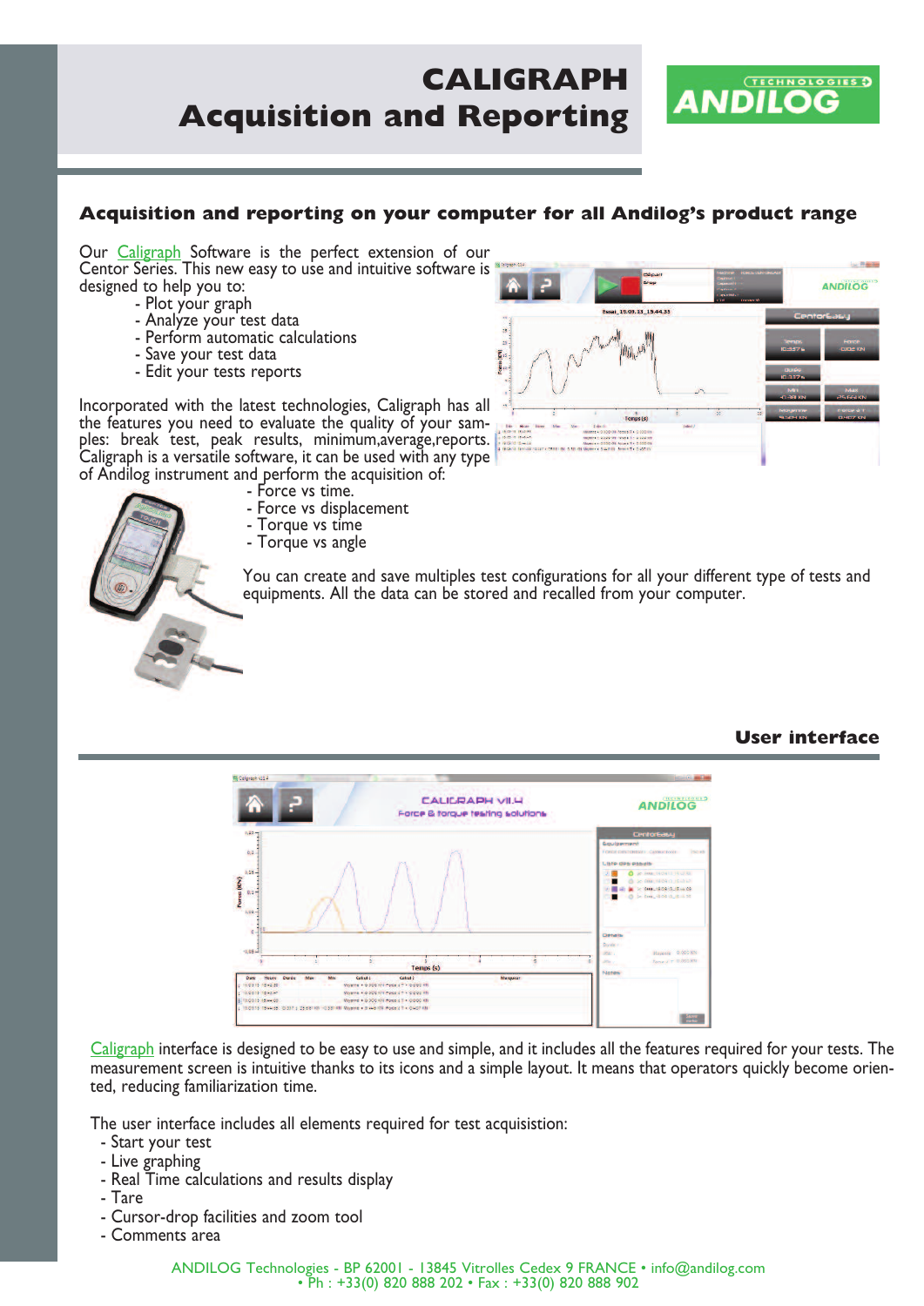# CALIGRAPH
# Acquisition and Reporting

## Acquisition and reporting on your computer for all Andilog's product range

Our Caligraph Software is the perfect extension of our Centor Series. This new easy to use and intuitive software is designed to help you to:

- Plot your graph
- Analyze your test data
- Perform automatic calculations
- Save your test data
- Edit your tests reports

Incorporated with the latest technologies, Caligraph has all the features you need to evaluate the quality of your samples: break test, peak results, minimum,average,reports. Caligraph is a versatile software, it can be used with any type of Andilog instrument and perform the acquisition of:

- Force vs time.
- Force vs displacement
- Torque vs time
- Torque vs angle

You can create and save multiples test configurations for all your different type of tests and equipments. All the data can be stored and recalled from your computer.

## User interface

Caligraph interface is designed to be easy to use and simple, and it includes all the features required for your tests. The measurement screen is intuitive thanks to its icons and a simple layout. It means that operators quickly become oriented, reducing familiarization time.

The user interface includes all elements required for test acquisition:

- Start your test
- Live graphing
- Real Time calculations and results display
- Tare
- Cursor-drop facilities and zoom tool
- Comments area

ANDILOG Technologies - BP 62001 - 13845 Vitrolles Cedex 9 FRANCE • info@andilog.com • Ph : +33(0) 820 888 202 • Fax : +33(0) 820 888 902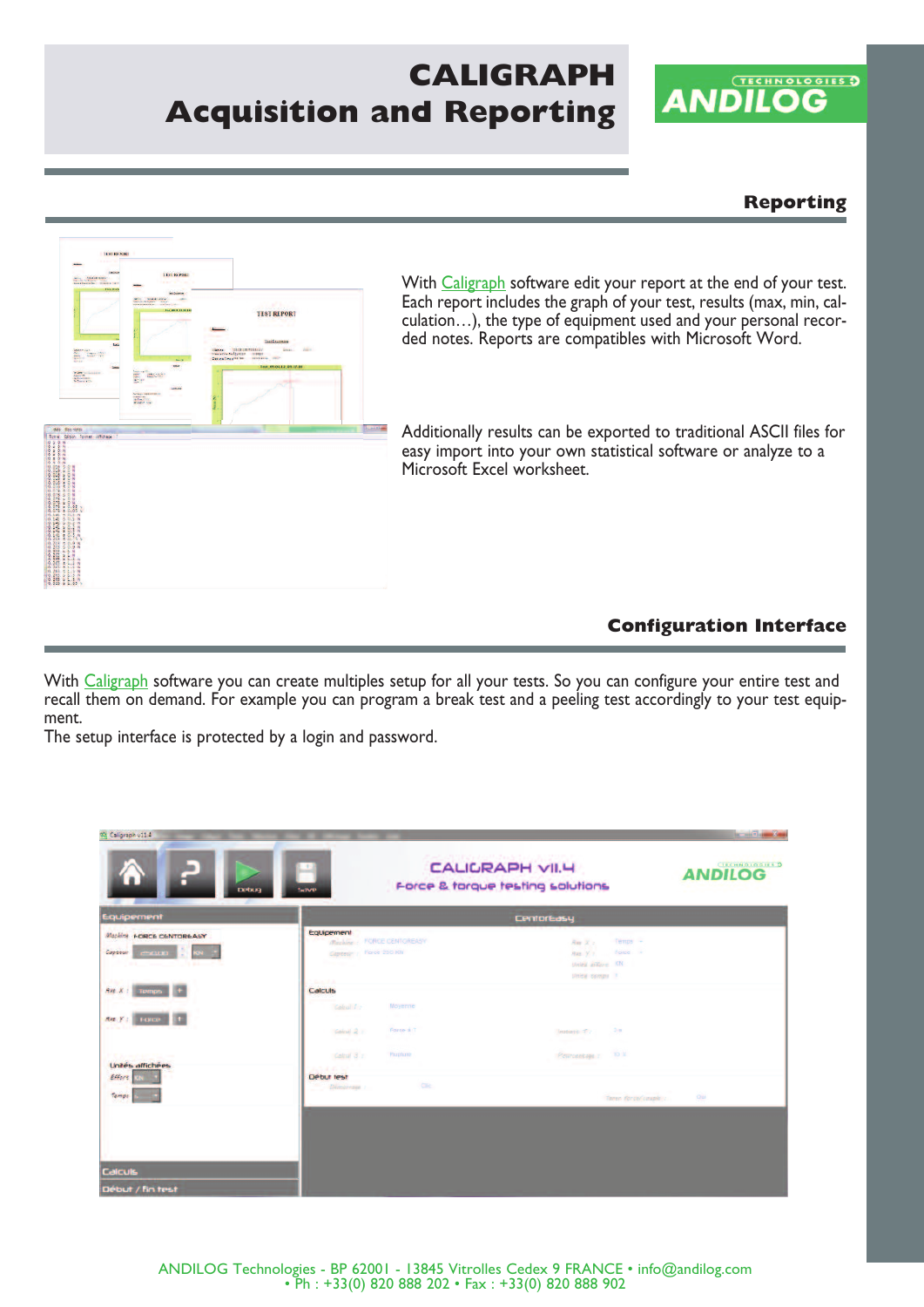# CALIGRAPH Acquisition and Reporting

## Reporting

With Caligraph software edit your report at the end of your test. Each report includes the graph of your test, results (max, min, calculation…), the type of equipment used and your personal recorded notes. Reports are compatibles with Microsoft Word.

Additionally results can be exported to traditional ASCII files for easy import into your own statistical software or analyze to a Microsoft Excel worksheet.

## Configuration Interface

With Caligraph software you can create multiples setup for all your tests. So you can configure your entire test and recall them on demand. For example you can program a break test and a peeling test accordingly to your test equipment.

The setup interface is protected by a login and password.

ANDILOG Technologies - BP 62001 - 13845 Vitrolles Cedex 9 FRANCE • info@andilog.com • Ph : +33(0) 820 888 202 • Fax : +33(0) 820 888 902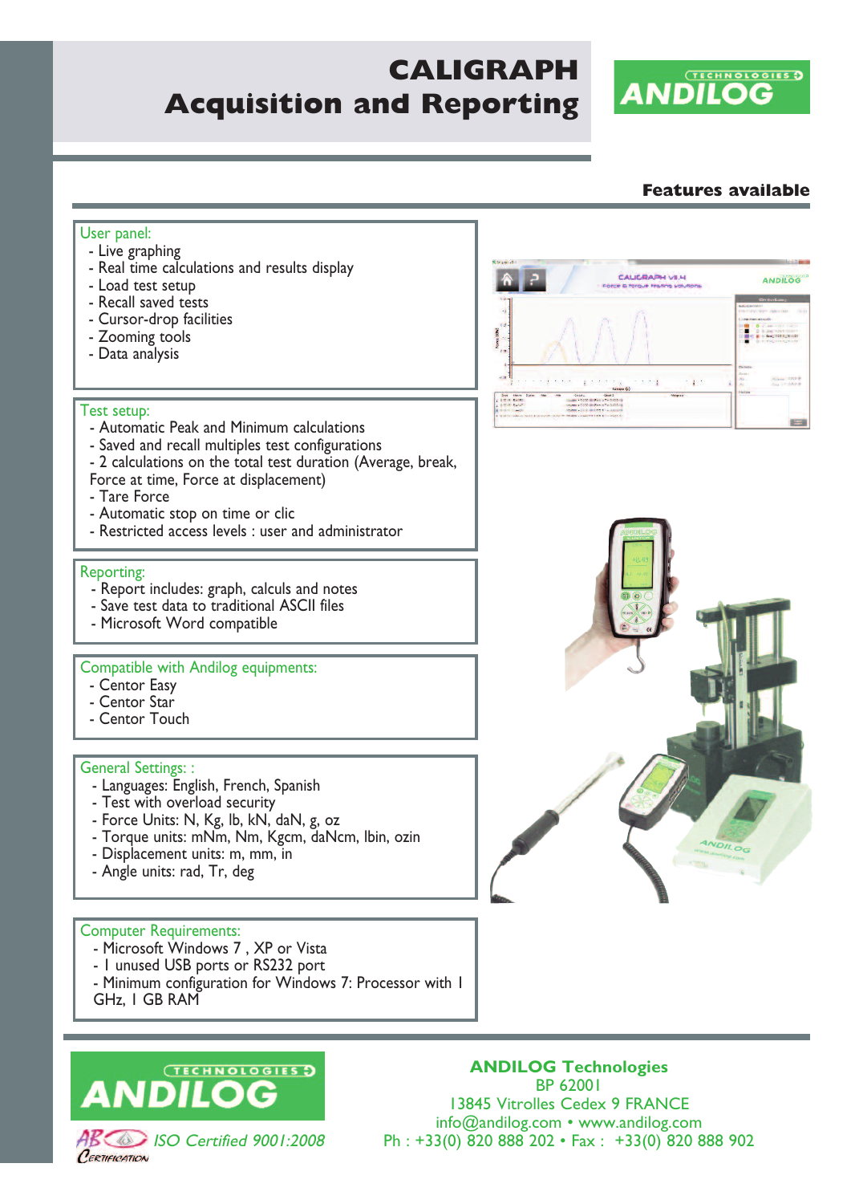# CALIGRAPH
# Acquisition and Reporting

ANDILOG TECHNOLOGIES

**Features available**

User panel:
- Live graphing
- Real time calculations and results display
- Load test setup
- Recall saved tests
- Cursor-drop facilities
- Zooming tools
- Data analysis

Test setup:
- Automatic Peak and Minimum calculations
- Saved and recall multiples test configurations
- 2 calculations on the total test duration (Average, break, Force at time, Force at displacement)
- Tare Force
- Automatic stop on time or clic
- Restricted access levels : user and administrator

Reporting:
- Report includes: graph, calculs and notes
- Save test data to traditional ASCII files
- Microsoft Word compatible

Compatible with Andilog equipments:
- Centor Easy
- Centor Star
- Centor Touch

General Settings: :
- Languages: English, French, Spanish
- Test with overload security
- Force Units: N, Kg, lb, kN, daN, g, oz
- Torque units: mNm, Nm, Kgcm, daNcm, lbin, ozin
- Displacement units: m, mm, in
- Angle units: rad, Tr, deg

Computer Requirements:
- Microsoft Windows 7 , XP or Vista
- 1 unused USB ports or RS232 port
- Minimum configuration for Windows 7: Processor with 1 GHz, 1 GB RAM

ANDILOG TECHNOLOGIES

*ISO Certified 9001:2008*

**ANDILOG Technologies**
BP 62001
13845 Vitrolles Cedex 9 FRANCE
info@andilog.com • www.andilog.com
Ph : +33(0) 820 888 202 • Fax : +33(0) 820 888 902